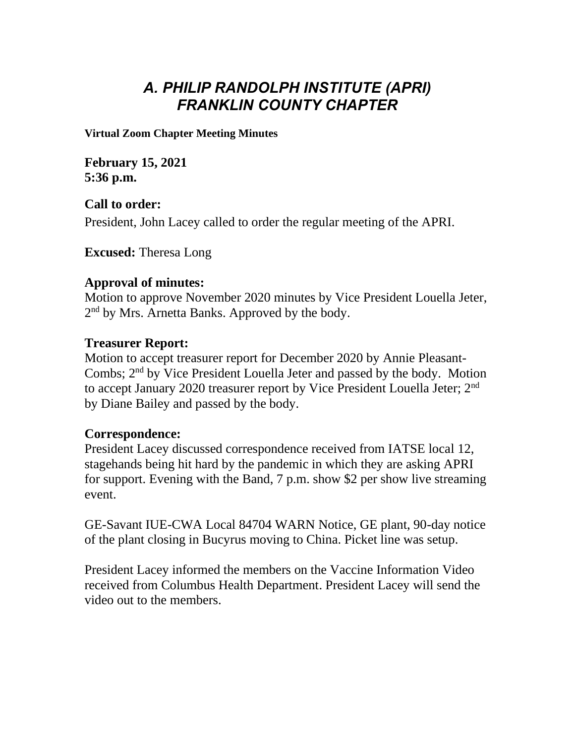# *A. PHILIP RANDOLPH INSTITUTE (APRI)*
# *FRANKLIN COUNTY CHAPTER*

**Virtual Zoom Chapter Meeting Minutes**

**February 15, 2021**
**5:36 p.m.**

**Call to order:**

President, John Lacey called to order the regular meeting of the APRI.

**Excused:** Theresa Long

**Approval of minutes:**

Motion to approve November 2020 minutes by Vice President Louella Jeter, 2nd by Mrs. Arnetta Banks. Approved by the body.

**Treasurer Report:**

Motion to accept treasurer report for December 2020 by Annie Pleasant-Combs; 2nd by Vice President Louella Jeter and passed by the body. Motion to accept January 2020 treasurer report by Vice President Louella Jeter; 2nd by Diane Bailey and passed by the body.

**Correspondence:**

President Lacey discussed correspondence received from IATSE local 12, stagehands being hit hard by the pandemic in which they are asking APRI for support. Evening with the Band, 7 p.m. show $2 per show live streaming event.

GE-Savant IUE-CWA Local 84704 WARN Notice, GE plant, 90-day notice of the plant closing in Bucyrus moving to China. Picket line was setup.

President Lacey informed the members on the Vaccine Information Video received from Columbus Health Department. President Lacey will send the video out to the members.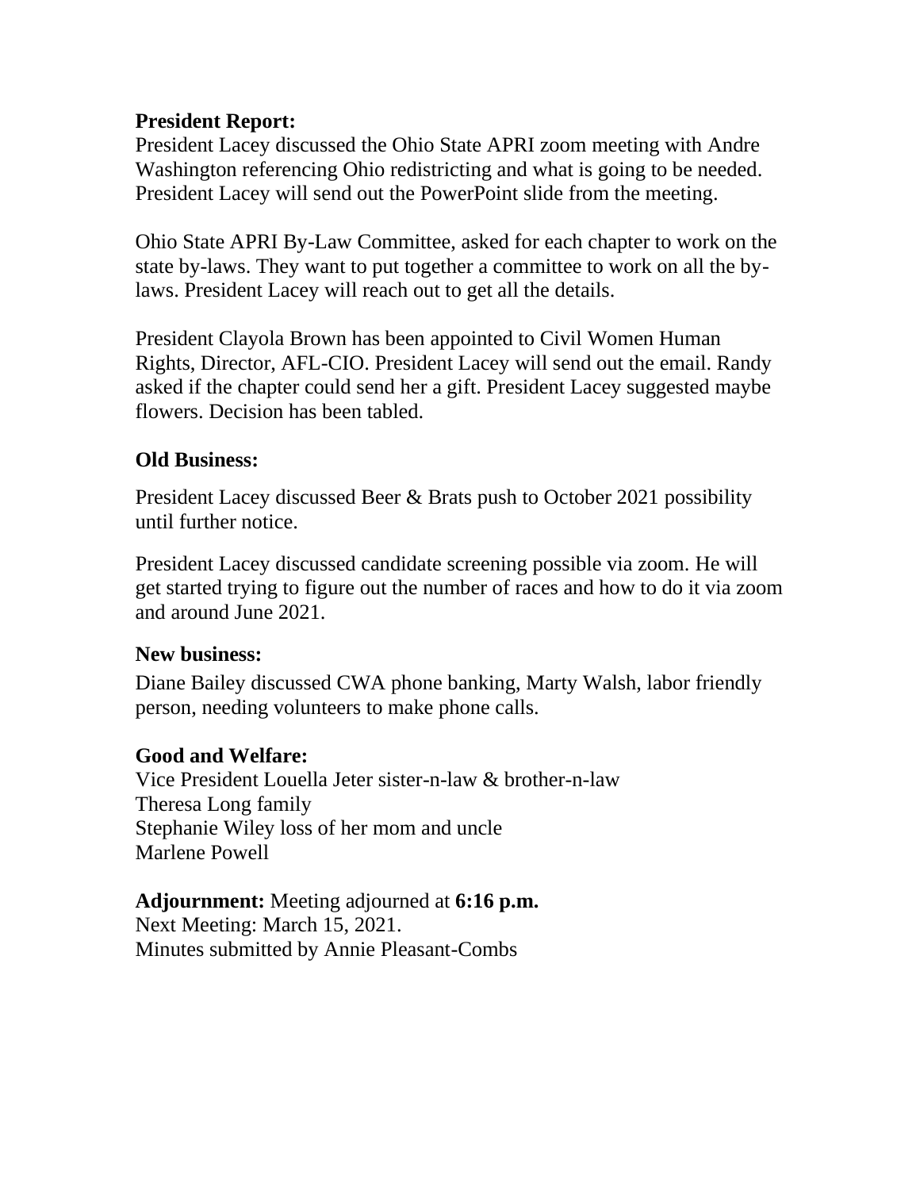**President Report:**
President Lacey discussed the Ohio State APRI zoom meeting with Andre Washington referencing Ohio redistricting and what is going to be needed. President Lacey will send out the PowerPoint slide from the meeting.

Ohio State APRI By-Law Committee, asked for each chapter to work on the state by-laws. They want to put together a committee to work on all the by-laws. President Lacey will reach out to get all the details.

President Clayola Brown has been appointed to Civil Women Human Rights, Director, AFL-CIO. President Lacey will send out the email. Randy asked if the chapter could send her a gift. President Lacey suggested maybe flowers. Decision has been tabled.

**Old Business:**

President Lacey discussed Beer & Brats push to October 2021 possibility until further notice.

President Lacey discussed candidate screening possible via zoom. He will get started trying to figure out the number of races and how to do it via zoom and around June 2021.

**New business:**

Diane Bailey discussed CWA phone banking, Marty Walsh, labor friendly person, needing volunteers to make phone calls.

**Good and Welfare:**
Vice President Louella Jeter sister-n-law & brother-n-law
Theresa Long family
Stephanie Wiley loss of her mom and uncle
Marlene Powell

**Adjournment:** Meeting adjourned at **6:16 p.m.**
Next Meeting: March 15, 2021.
Minutes submitted by Annie Pleasant-Combs